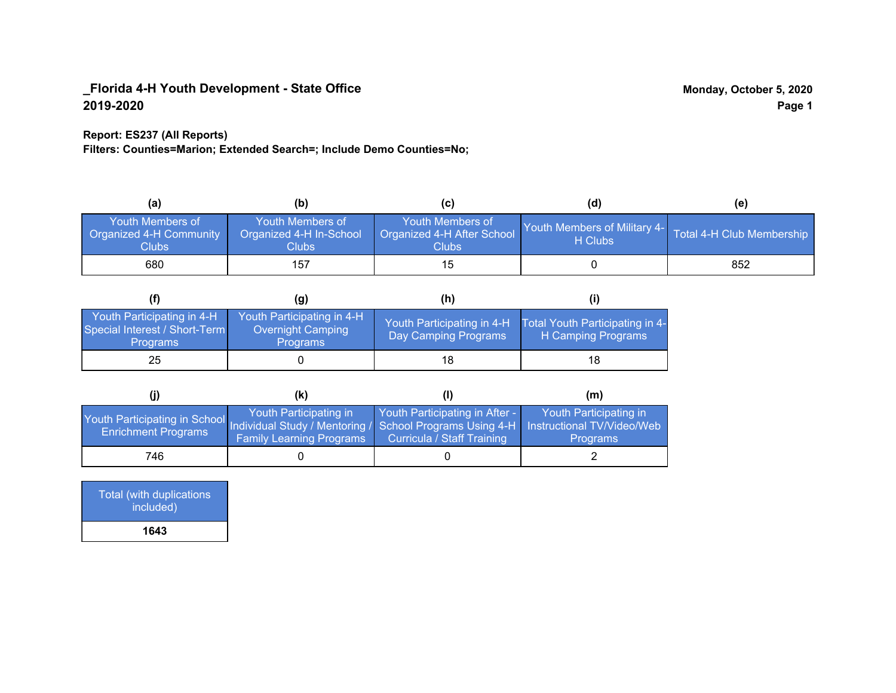**_Florida 4-H Youth Development - State Office**
**2019-2020**

**Monday, October 5, 2020**

**Report: ES237 (All Reports)**
**Filters: Counties=Marion; Extended Search=; Include Demo Counties=No;**

| (a) | (b) | (c) | (d) | (e) |
|---|---|---|---|---|
| Youth Members of Organized 4-H Community Clubs | Youth Members of Organized 4-H In-School Clubs | Youth Members of Organized 4-H After School Clubs | Youth Members of Military 4-H Clubs | Total 4-H Club Membership |
| 680 | 157 | 15 | 0 | 852 |

| (f) | (g) | (h) | (i) |
|---|---|---|---|
| Youth Participating in 4-H Special Interest / Short-Term Programs | Youth Participating in 4-H Overnight Camping Programs | Youth Participating in 4-H Day Camping Programs | Total Youth Participating in 4-H Camping Programs |
| 25 | 0 | 18 | 18 |

| (j) | (k) | (l) | (m) |
|---|---|---|---|
| Youth Participating in School Enrichment Programs | Youth Participating in Individual Study / Mentoring / Family Learning Programs | Youth Participating in After - School Programs Using 4-H Curricula / Staff Training | Youth Participating in Instructional TV/Video/Web Programs |
| 746 | 0 | 0 | 2 |

| Total (with duplications included) |
|---|
| **1643** |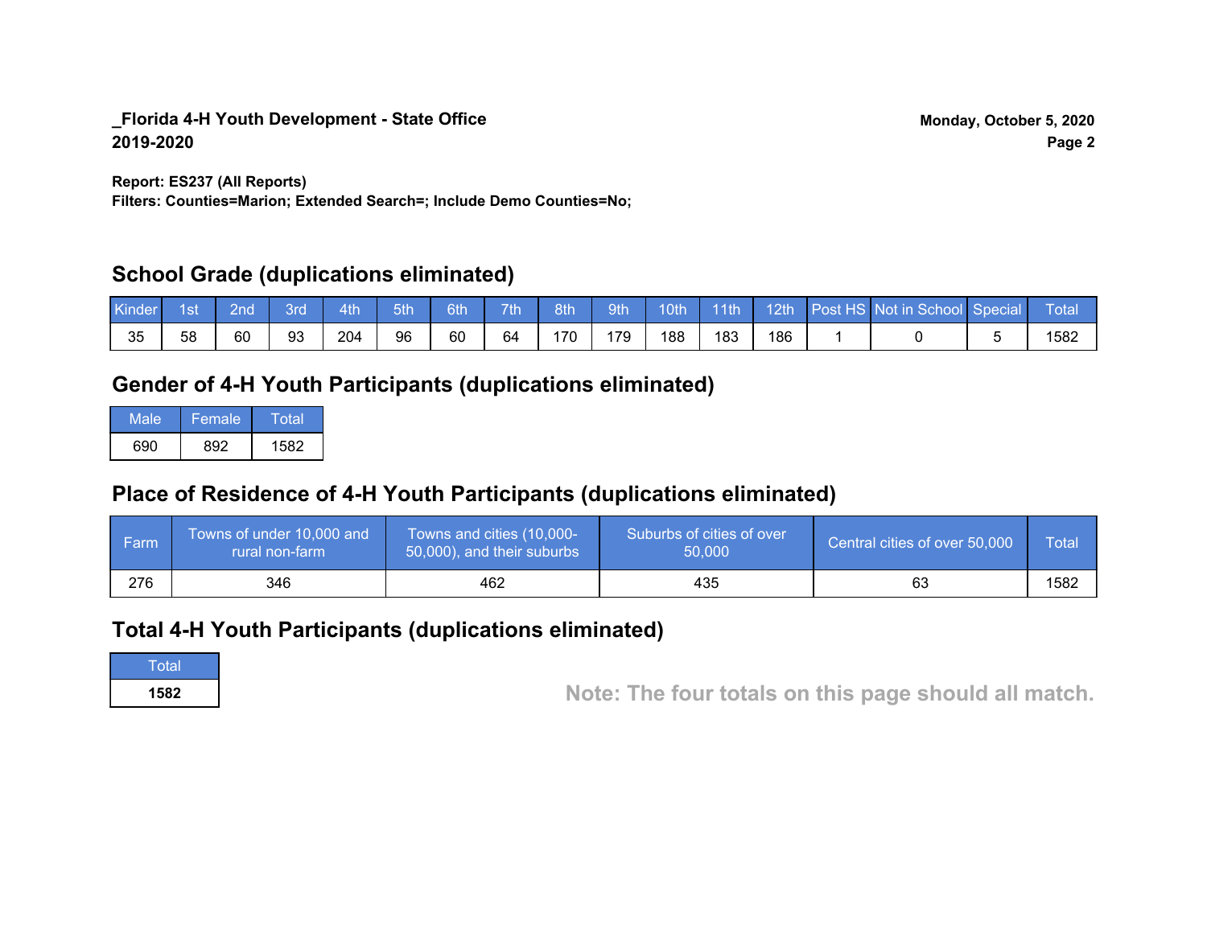**_Florida 4-H Youth Development - State Office**
**2019-2020**

**Monday, October 5, 2020**

**Report: ES237 (All Reports)**
**Filters: Counties=Marion; Extended Search=; Include Demo Counties=No;**

## School Grade (duplications eliminated)

| Kinder | 1st | 2nd | 3rd | 4th | 5th | 6th | 7th | 8th | 9th | 10th | 11th | 12th | Post HS | Not in School | Special | Total |
|---|---|---|---|---|---|---|---|---|---|---|---|---|---|---|---|---|
| 35 | 58 | 60 | 93 | 204 | 96 | 60 | 64 | 170 | 179 | 188 | 183 | 186 | 1 | 0 | 5 | 1582 |

## Gender of 4-H Youth Participants (duplications eliminated)

| Male | Female | Total |
|---|---|---|
| 690 | 892 | 1582 |

## Place of Residence of 4-H Youth Participants (duplications eliminated)

| Farm | Towns of under 10,000 and rural non-farm | Towns and cities (10,000-50,000), and their suburbs | Suburbs of cities of over 50,000 | Central cities of over 50,000 | Total |
|---|---|---|---|---|---|
| 276 | 346 | 462 | 435 | 63 | 1582 |

## Total 4-H Youth Participants (duplications eliminated)

| Total |
|---|
| **1582** |

**Note: The four totals on this page should all match.**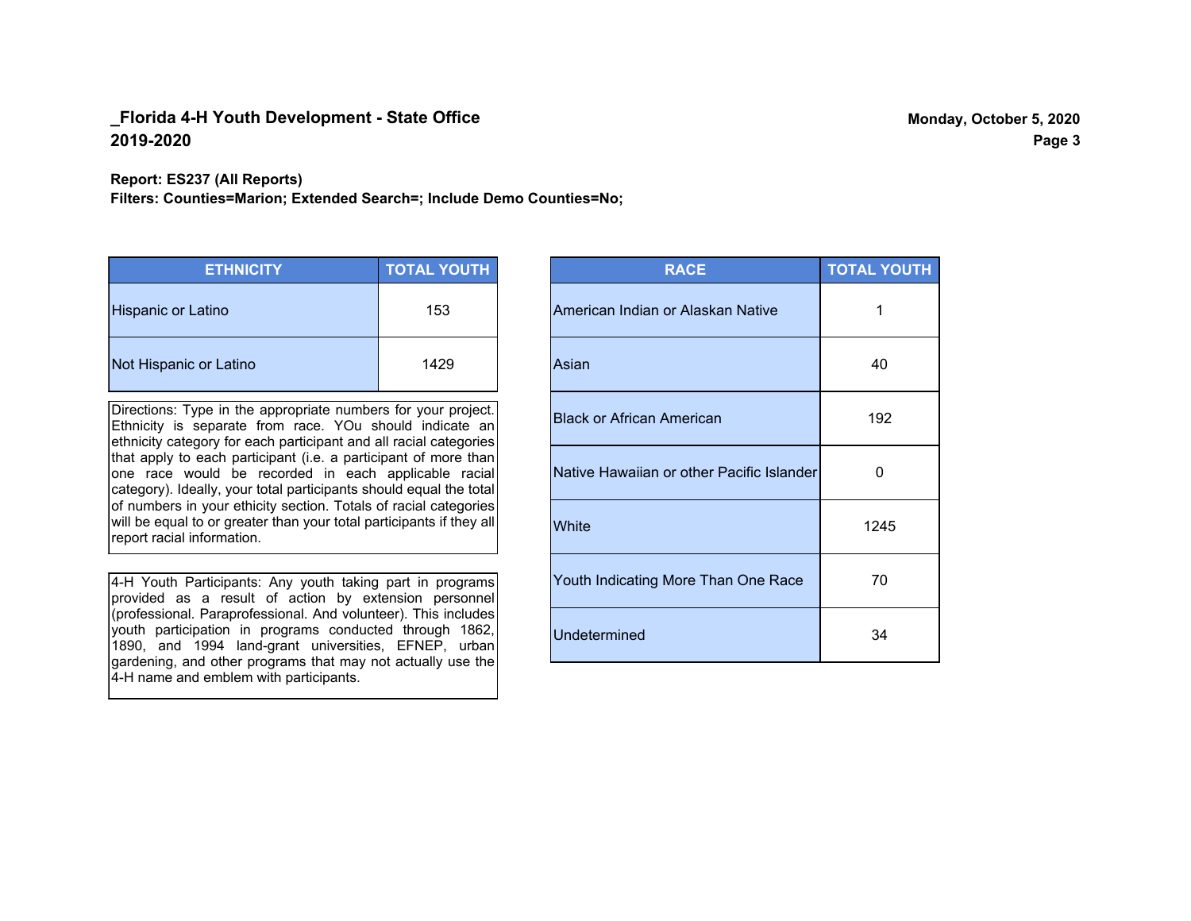**_Florida 4-H Youth Development - State Office**
**2019-2020**

**Report: ES237 (All Reports)**
**Filters: Counties=Marion; Extended Search=; Include Demo Counties=No;**

| ETHNICITY | TOTAL YOUTH |
|---|---|
| Hispanic or Latino | 153 |
| Not Hispanic or Latino | 1429 |

Directions: Type in the appropriate numbers for your project. Ethnicity is separate from race. YOu should indicate an ethnicity category for each participant and all racial categories that apply to each participant (i.e. a participant of more than one race would be recorded in each applicable racial category). Ideally, your total participants should equal the total of numbers in your ethicity section. Totals of racial categories will be equal to or greater than your total participants if they all report racial information.

4-H Youth Participants: Any youth taking part in programs provided as a result of action by extension personnel (professional. Paraprofessional. And volunteer). This includes youth participation in programs conducted through 1862, 1890, and 1994 land-grant universities, EFNEP, urban gardening, and other programs that may not actually use the 4-H name and emblem with participants.

| RACE | TOTAL YOUTH |
|---|---|
| American Indian or Alaskan Native | 1 |
| Asian | 40 |
| Black or African American | 192 |
| Native Hawaiian or other Pacific Islander | 0 |
| White | 1245 |
| Youth Indicating More Than One Race | 70 |
| Undetermined | 34 |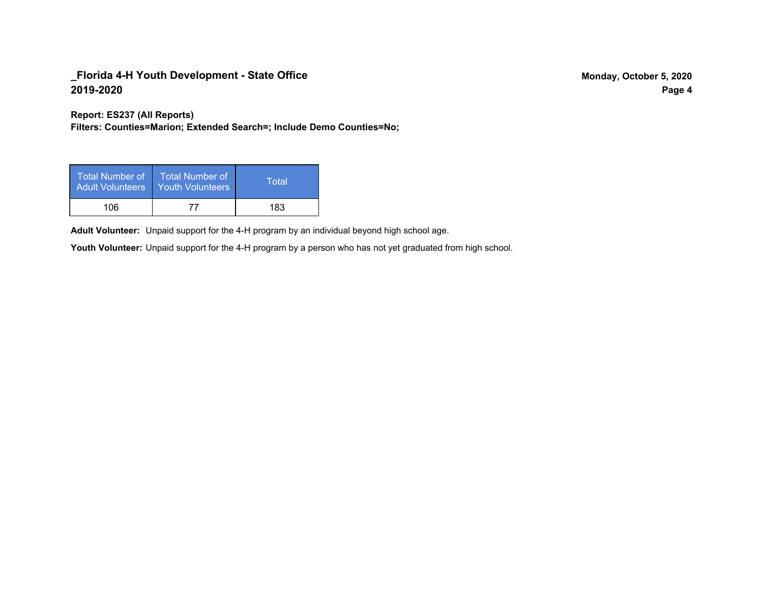**_Florida 4-H Youth Development - State Office**
**2019-2020**

**Monday, October 5, 2020**

**Report: ES237 (All Reports)**
**Filters: Counties=Marion; Extended Search=; Include Demo Counties=No;**

| Total Number of Adult Volunteers | Total Number of Youth Volunteers | Total |
|---|---|---|
| 106 | 77 | 183 |

**Adult Volunteer:** Unpaid support for the 4-H program by an individual beyond high school age.

**Youth Volunteer:** Unpaid support for the 4-H program by a person who has not yet graduated from high school.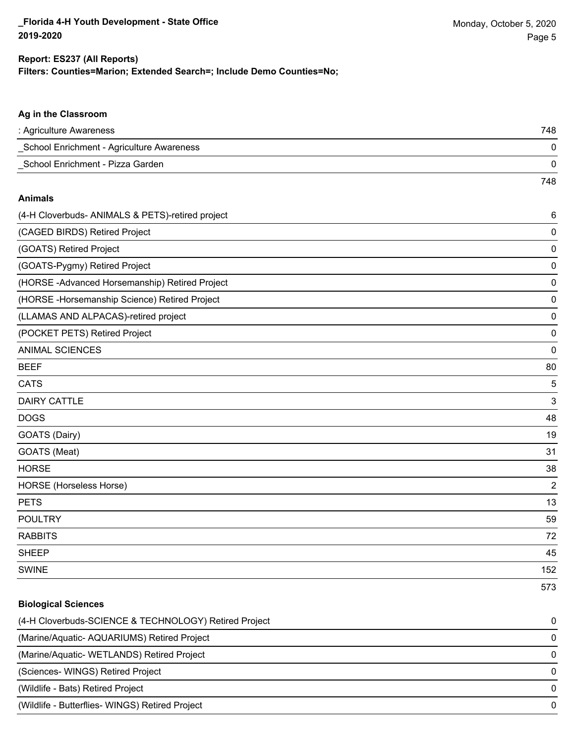**Report: ES237 (All Reports)**
**Filters: Counties=Marion; Extended Search=; Include Demo Counties=No;**

### Ag in the Classroom

| | |
|---|---|
| : Agriculture Awareness | 748 |
| _School Enrichment - Agriculture Awareness | 0 |
| _School Enrichment - Pizza Garden | 0 |
| | 748 |

### Animals

| | |
|---|---|
| (4-H Cloverbuds- ANIMALS & PETS)-retired project | 6 |
| (CAGED BIRDS) Retired Project | 0 |
| (GOATS) Retired Project | 0 |
| (GOATS-Pygmy) Retired Project | 0 |
| (HORSE -Advanced Horsemanship) Retired Project | 0 |
| (HORSE -Horsemanship Science) Retired Project | 0 |
| (LLAMAS AND ALPACAS)-retired project | 0 |
| (POCKET PETS) Retired Project | 0 |
| ANIMAL SCIENCES | 0 |
| BEEF | 80 |
| CATS | 5 |
| DAIRY CATTLE | 3 |
| DOGS | 48 |
| GOATS (Dairy) | 19 |
| GOATS (Meat) | 31 |
| HORSE | 38 |
| HORSE (Horseless Horse) | 2 |
| PETS | 13 |
| POULTRY | 59 |
| RABBITS | 72 |
| SHEEP | 45 |
| SWINE | 152 |
| | 573 |

### Biological Sciences

| | |
|---|---|
| (4-H Cloverbuds-SCIENCE & TECHNOLOGY) Retired Project | 0 |
| (Marine/Aquatic- AQUARIUMS) Retired Project | 0 |
| (Marine/Aquatic- WETLANDS) Retired Project | 0 |
| (Sciences- WINGS) Retired Project | 0 |
| (Wildlife - Bats) Retired Project | 0 |
| (Wildlife - Butterflies- WINGS) Retired Project | 0 |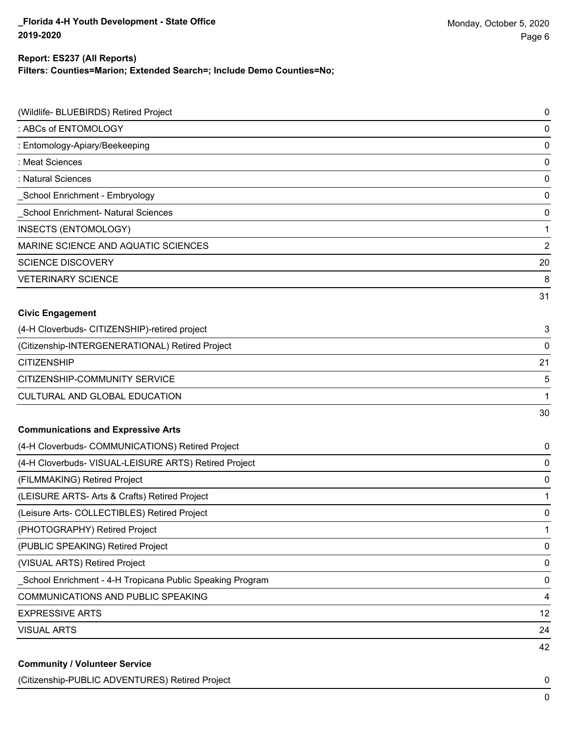**Report: ES237 (All Reports)**

**Filters: Counties=Marion; Extended Search=; Include Demo Counties=No;**

| | |
|---|---|
| (Wildlife- BLUEBIRDS) Retired Project | 0 |
| : ABCs of ENTOMOLOGY | 0 |
| : Entomology-Apiary/Beekeeping | 0 |
| : Meat Sciences | 0 |
| : Natural Sciences | 0 |
| _School Enrichment - Embryology | 0 |
| _School Enrichment- Natural Sciences | 0 |
| INSECTS (ENTOMOLOGY) | 1 |
| MARINE SCIENCE AND AQUATIC SCIENCES | 2 |
| SCIENCE DISCOVERY | 20 |
| VETERINARY SCIENCE | 8 |
| | 31 |

**Civic Engagement**

| | |
|---|---|
| (4-H Cloverbuds- CITIZENSHIP)-retired project | 3 |
| (Citizenship-INTERGENERATIONAL) Retired Project | 0 |
| CITIZENSHIP | 21 |
| CITIZENSHIP-COMMUNITY SERVICE | 5 |
| CULTURAL AND GLOBAL EDUCATION | 1 |
| | 30 |

**Communications and Expressive Arts**

| | |
|---|---|
| (4-H Cloverbuds- COMMUNICATIONS) Retired Project | 0 |
| (4-H Cloverbuds- VISUAL-LEISURE ARTS) Retired Project | 0 |
| (FILMMAKING) Retired Project | 0 |
| (LEISURE ARTS- Arts & Crafts) Retired Project | 1 |
| (Leisure Arts- COLLECTIBLES) Retired Project | 0 |
| (PHOTOGRAPHY) Retired Project | 1 |
| (PUBLIC SPEAKING) Retired Project | 0 |
| (VISUAL ARTS) Retired Project | 0 |
| _School Enrichment - 4-H Tropicana Public Speaking Program | 0 |
| COMMUNICATIONS AND PUBLIC SPEAKING | 4 |
| EXPRESSIVE ARTS | 12 |
| VISUAL ARTS | 24 |
| | 42 |

**Community / Volunteer Service**

| | |
|---|---|
| (Citizenship-PUBLIC ADVENTURES) Retired Project | 0 |
| | 0 |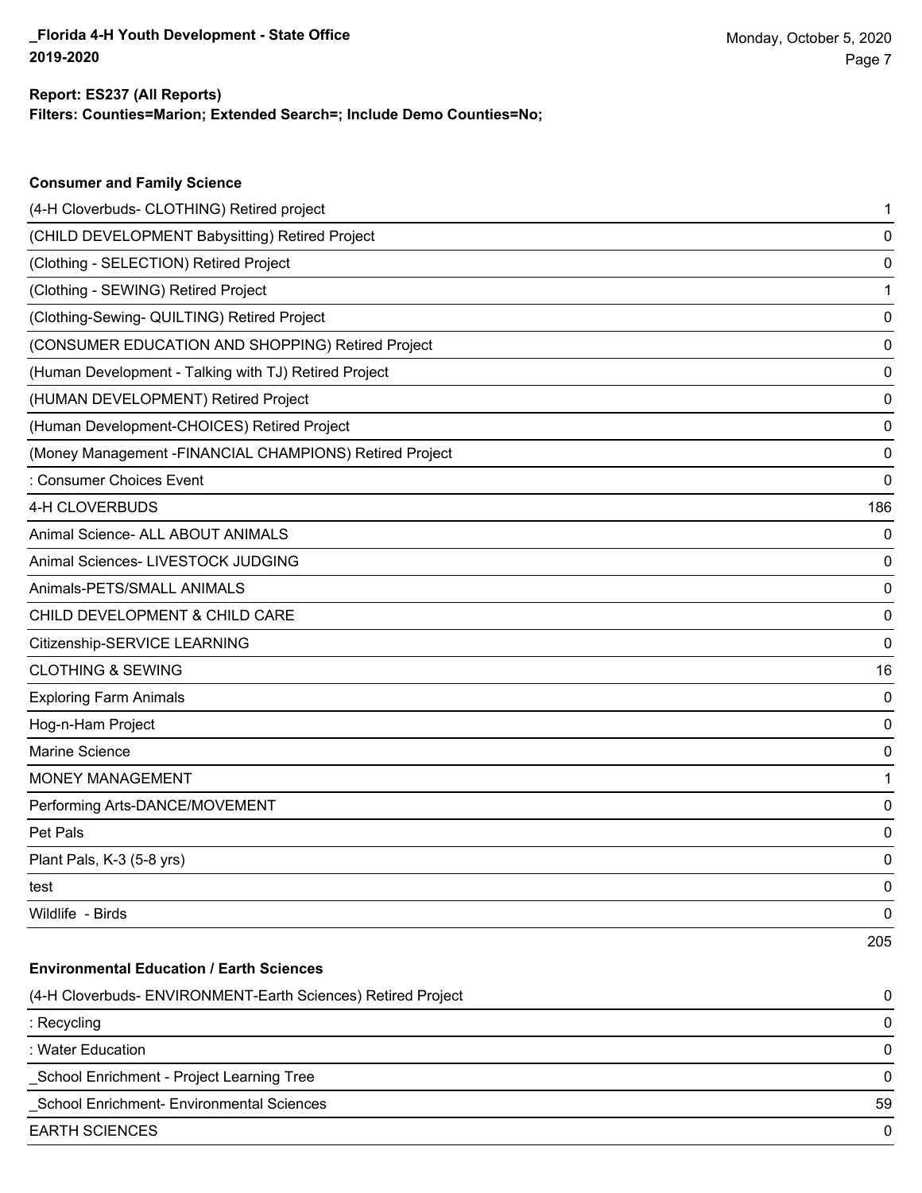**Report: ES237 (All Reports)**
**Filters: Counties=Marion; Extended Search=; Include Demo Counties=No;**

### Consumer and Family Science

| | |
|---|---|
| (4-H Cloverbuds- CLOTHING) Retired project | 1 |
| (CHILD DEVELOPMENT Babysitting) Retired Project | 0 |
| (Clothing - SELECTION) Retired Project | 0 |
| (Clothing - SEWING) Retired Project | 1 |
| (Clothing-Sewing- QUILTING) Retired Project | 0 |
| (CONSUMER EDUCATION AND SHOPPING) Retired Project | 0 |
| (Human Development - Talking with TJ) Retired Project | 0 |
| (HUMAN DEVELOPMENT) Retired Project | 0 |
| (Human Development-CHOICES) Retired Project | 0 |
| (Money Management -FINANCIAL CHAMPIONS) Retired Project | 0 |
| : Consumer Choices Event | 0 |
| 4-H CLOVERBUDS | 186 |
| Animal Science- ALL ABOUT ANIMALS | 0 |
| Animal Sciences- LIVESTOCK JUDGING | 0 |
| Animals-PETS/SMALL ANIMALS | 0 |
| CHILD DEVELOPMENT & CHILD CARE | 0 |
| Citizenship-SERVICE LEARNING | 0 |
| CLOTHING & SEWING | 16 |
| Exploring Farm Animals | 0 |
| Hog-n-Ham Project | 0 |
| Marine Science | 0 |
| MONEY MANAGEMENT | 1 |
| Performing Arts-DANCE/MOVEMENT | 0 |
| Pet Pals | 0 |
| Plant Pals, K-3 (5-8 yrs) | 0 |
| test | 0 |
| Wildlife - Birds | 0 |
| | 205 |

### Environmental Education / Earth Sciences

| | |
|---|---|
| (4-H Cloverbuds- ENVIRONMENT-Earth Sciences) Retired Project | 0 |
| : Recycling | 0 |
| : Water Education | 0 |
| _School Enrichment - Project Learning Tree | 0 |
| _School Enrichment- Environmental Sciences | 59 |
| EARTH SCIENCES | 0 |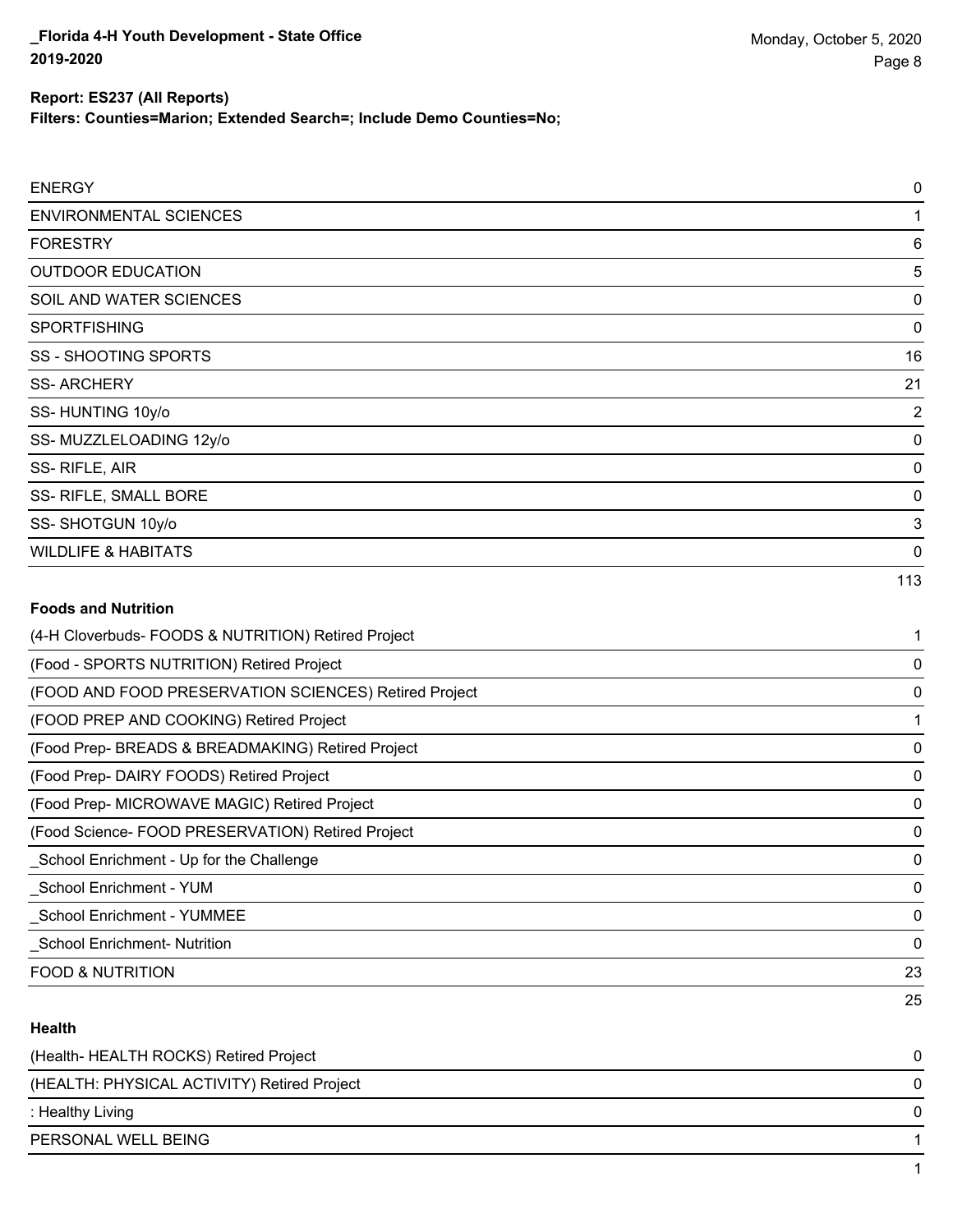**Filters: Counties=Marion; Extended Search=; Include Demo Counties=No;**

| | |
|---|---|
| ENERGY | 0 |
| ENVIRONMENTAL SCIENCES | 1 |
| FORESTRY | 6 |
| OUTDOOR EDUCATION | 5 |
| SOIL AND WATER SCIENCES | 0 |
| SPORTFISHING | 0 |
| SS - SHOOTING SPORTS | 16 |
| SS- ARCHERY | 21 |
| SS- HUNTING 10y/o | 2 |
| SS- MUZZLELOADING 12y/o | 0 |
| SS- RIFLE, AIR | 0 |
| SS- RIFLE, SMALL BORE | 0 |
| SS- SHOTGUN 10y/o | 3 |
| WILDLIFE & HABITATS | 0 |
| | 113 |

**Foods and Nutrition**

| | |
|---|---|
| (4-H Cloverbuds- FOODS & NUTRITION) Retired Project | 1 |
| (Food - SPORTS NUTRITION) Retired Project | 0 |
| (FOOD AND FOOD PRESERVATION SCIENCES) Retired Project | 0 |
| (FOOD PREP AND COOKING) Retired Project | 1 |
| (Food Prep- BREADS & BREADMAKING) Retired Project | 0 |
| (Food Prep- DAIRY FOODS) Retired Project | 0 |
| (Food Prep- MICROWAVE MAGIC) Retired Project | 0 |
| (Food Science- FOOD PRESERVATION) Retired Project | 0 |
| _School Enrichment - Up for the Challenge | 0 |
| _School Enrichment - YUM | 0 |
| _School Enrichment - YUMMEE | 0 |
| _School Enrichment- Nutrition | 0 |
| FOOD & NUTRITION | 23 |
| | 25 |

**Health**

| | |
|---|---|
| (Health- HEALTH ROCKS) Retired Project | 0 |
| (HEALTH: PHYSICAL ACTIVITY) Retired Project | 0 |
| : Healthy Living | 0 |
| PERSONAL WELL BEING | 1 |
| | 1 |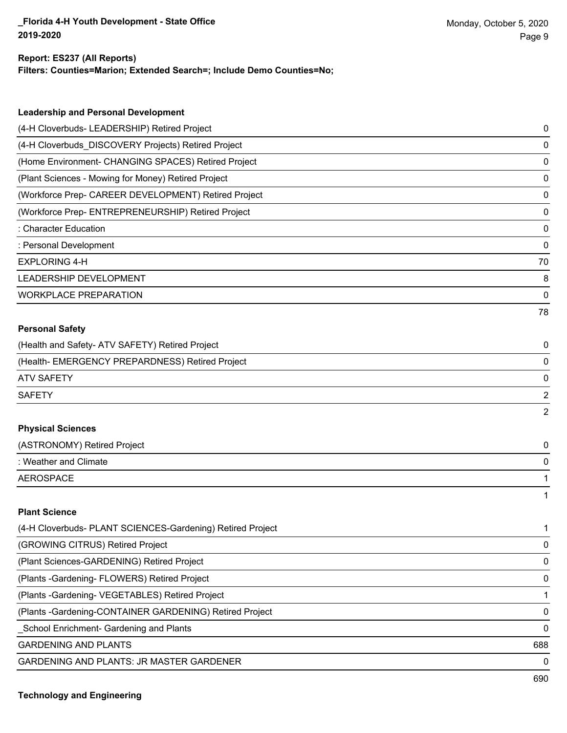**Report: ES237 (All Reports)**
**Filters: Counties=Marion; Extended Search=; Include Demo Counties=No;**

### Leadership and Personal Development

| | |
|---|---|
| (4-H Cloverbuds- LEADERSHIP) Retired Project | 0 |
| (4-H Cloverbuds_DISCOVERY Projects) Retired Project | 0 |
| (Home Environment- CHANGING SPACES) Retired Project | 0 |
| (Plant Sciences - Mowing for Money) Retired Project | 0 |
| (Workforce Prep- CAREER DEVELOPMENT) Retired Project | 0 |
| (Workforce Prep- ENTREPRENEURSHIP) Retired Project | 0 |
| : Character Education | 0 |
| : Personal Development | 0 |
| EXPLORING 4-H | 70 |
| LEADERSHIP DEVELOPMENT | 8 |
| WORKPLACE PREPARATION | 0 |
| | 78 |

### Personal Safety

| | |
|---|---|
| (Health and Safety- ATV SAFETY) Retired Project | 0 |
| (Health- EMERGENCY PREPARDNESS) Retired Project | 0 |
| ATV SAFETY | 0 |
| SAFETY | 2 |
| | 2 |

### Physical Sciences

| | |
|---|---|
| (ASTRONOMY) Retired Project | 0 |
| : Weather and Climate | 0 |
| AEROSPACE | 1 |
| | 1 |

### Plant Science

| | |
|---|---|
| (4-H Cloverbuds- PLANT SCIENCES-Gardening) Retired Project | 1 |
| (GROWING CITRUS) Retired Project | 0 |
| (Plant Sciences-GARDENING) Retired Project | 0 |
| (Plants -Gardening- FLOWERS) Retired Project | 0 |
| (Plants -Gardening- VEGETABLES) Retired Project | 1 |
| (Plants -Gardening-CONTAINER GARDENING) Retired Project | 0 |
| _School Enrichment- Gardening and Plants | 0 |
| GARDENING AND PLANTS | 688 |
| GARDENING AND PLANTS: JR MASTER GARDENER | 0 |
| | 690 |

### Technology and Engineering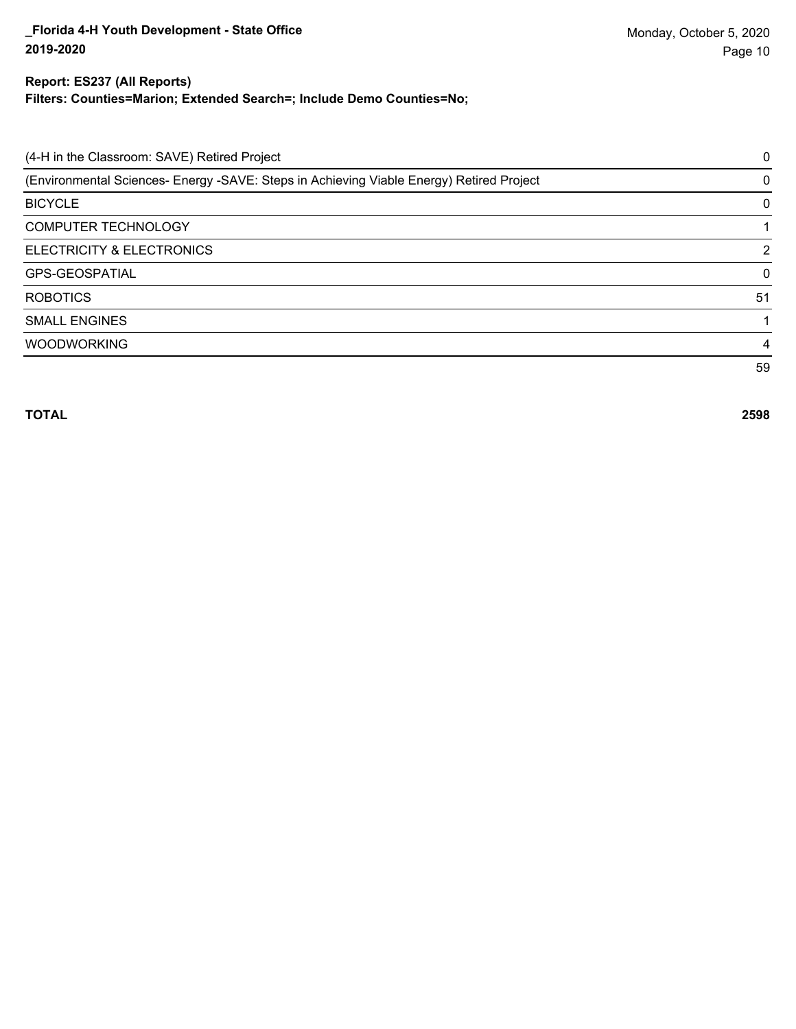| | |
|---|---|
| (4-H in the Classroom: SAVE) Retired Project | 0 |
| (Environmental Sciences- Energy -SAVE: Steps in Achieving Viable Energy) Retired Project | 0 |
| BICYCLE | 0 |
| COMPUTER TECHNOLOGY | 1 |
| ELECTRICITY & ELECTRONICS | 2 |
| GPS-GEOSPATIAL | 0 |
| ROBOTICS | 51 |
| SMALL ENGINES | 1 |
| WOODWORKING | 4 |
| | 59 |

**TOTAL** **2598**